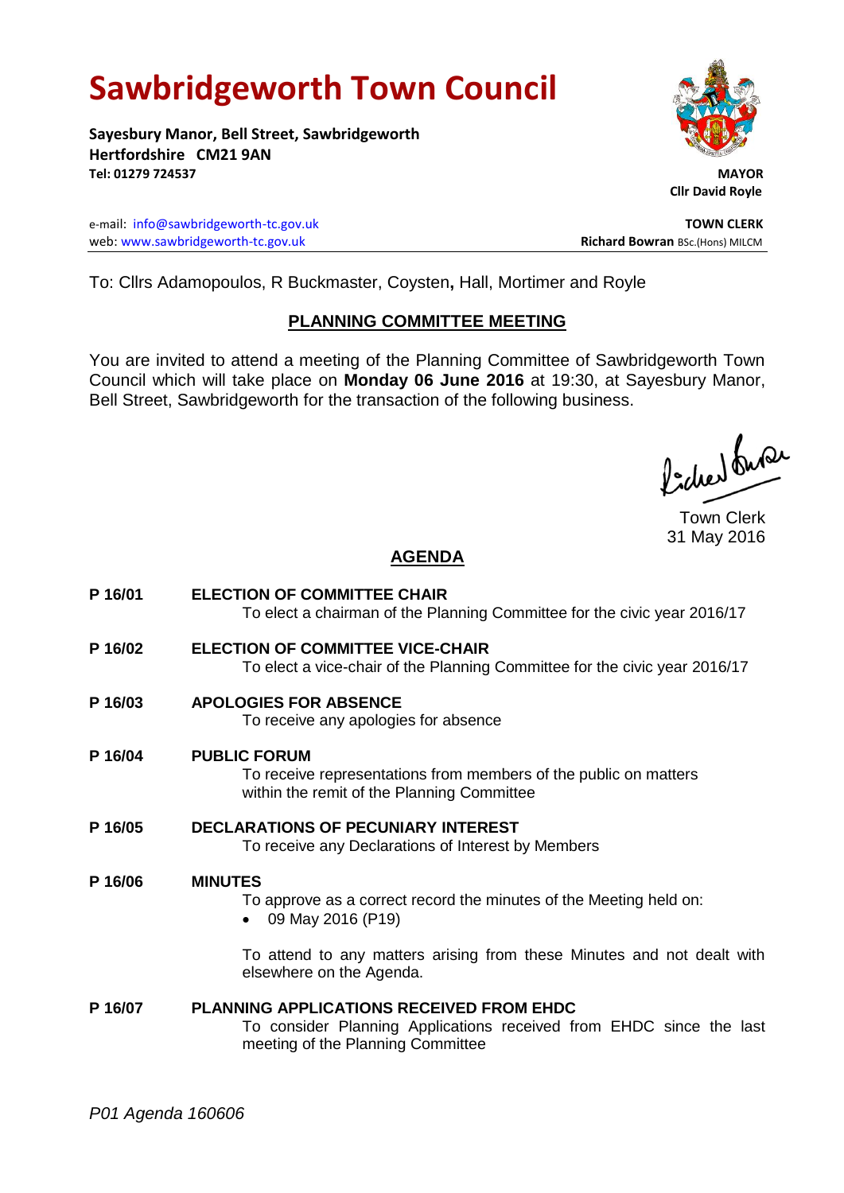# Sawbridgeworth Town Council

**Sayesbury Manor, Bell Street, Sawbridgeworth**
**Hertfordshire CM21 9AN**
**Tel: 01279 724537**

**MAYOR**
**Cllr David Royle**

e-mail: info@sawbridgeworth-tc.gov.uk
web: www.sawbridgeworth-tc.gov.uk

**TOWN CLERK**
**Richard Bowran** BSc.(Hons) MILCM

To: Cllrs Adamopoulos, R Buckmaster, Coysten**,** Hall, Mortimer and Royle

## PLANNING COMMITTEE MEETING

You are invited to attend a meeting of the Planning Committee of Sawbridgeworth Town Council which will take place on **Monday 06 June 2016** at 19:30, at Sayesbury Manor, Bell Street, Sawbridgeworth for the transaction of the following business.

Town Clerk
31 May 2016

## AGENDA

**P 16/01 ELECTION OF COMMITTEE CHAIR**
To elect a chairman of the Planning Committee for the civic year 2016/17

**P 16/02 ELECTION OF COMMITTEE VICE-CHAIR**
To elect a vice-chair of the Planning Committee for the civic year 2016/17

**P 16/03 APOLOGIES FOR ABSENCE**
To receive any apologies for absence

**P 16/04 PUBLIC FORUM**
To receive representations from members of the public on matters within the remit of the Planning Committee

**P 16/05 DECLARATIONS OF PECUNIARY INTEREST**
To receive any Declarations of Interest by Members

**P 16/06 MINUTES**
To approve as a correct record the minutes of the Meeting held on:

- 09 May 2016 (P19)

To attend to any matters arising from these Minutes and not dealt with elsewhere on the Agenda.

**P 16/07 PLANNING APPLICATIONS RECEIVED FROM EHDC**
To consider Planning Applications received from EHDC since the last meeting of the Planning Committee

*P01 Agenda 160606*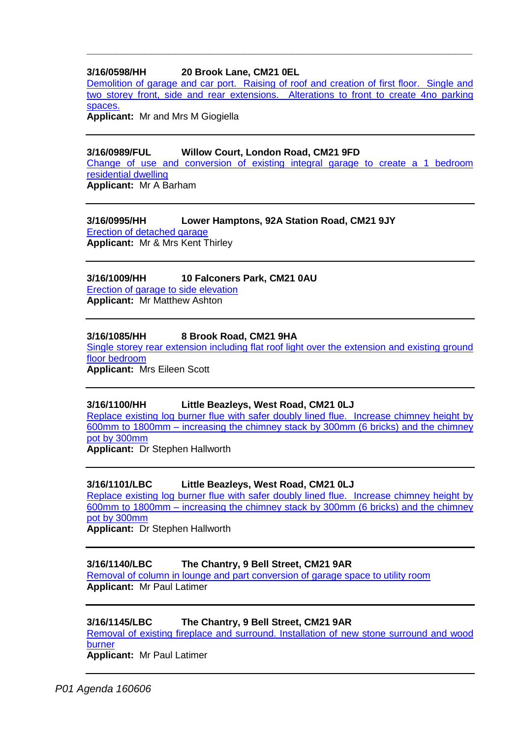**3/16/0598/HH 20 Brook Lane, CM21 0EL**

Demolition of garage and car port. Raising of roof and creation of first floor. Single and two storey front, side and rear extensions. Alterations to front to create 4no parking spaces.

**Applicant:** Mr and Mrs M Giogiella

---

**3/16/0989/FUL Willow Court, London Road, CM21 9FD**

Change of use and conversion of existing integral garage to create a 1 bedroom residential dwelling

**Applicant:** Mr A Barham

---

**3/16/0995/HH Lower Hamptons, 92A Station Road, CM21 9JY**

Erection of detached garage

**Applicant:** Mr & Mrs Kent Thirley

---

**3/16/1009/HH 10 Falconers Park, CM21 0AU**

Erection of garage to side elevation

**Applicant:** Mr Matthew Ashton

---

**3/16/1085/HH 8 Brook Road, CM21 9HA**

Single storey rear extension including flat roof light over the extension and existing ground floor bedroom

**Applicant:** Mrs Eileen Scott

---

**3/16/1100/HH Little Beazleys, West Road, CM21 0LJ**

Replace existing log burner flue with safer doubly lined flue. Increase chimney height by 600mm to 1800mm – increasing the chimney stack by 300mm (6 bricks) and the chimney pot by 300mm

**Applicant:** Dr Stephen Hallworth

---

**3/16/1101/LBC Little Beazleys, West Road, CM21 0LJ**

Replace existing log burner flue with safer doubly lined flue. Increase chimney height by 600mm to 1800mm – increasing the chimney stack by 300mm (6 bricks) and the chimney pot by 300mm

**Applicant:** Dr Stephen Hallworth

---

**3/16/1140/LBC The Chantry, 9 Bell Street, CM21 9AR**

Removal of column in lounge and part conversion of garage space to utility room

**Applicant:** Mr Paul Latimer

---

**3/16/1145/LBC The Chantry, 9 Bell Street, CM21 9AR**

Removal of existing fireplace and surround. Installation of new stone surround and wood burner

**Applicant:** Mr Paul Latimer

---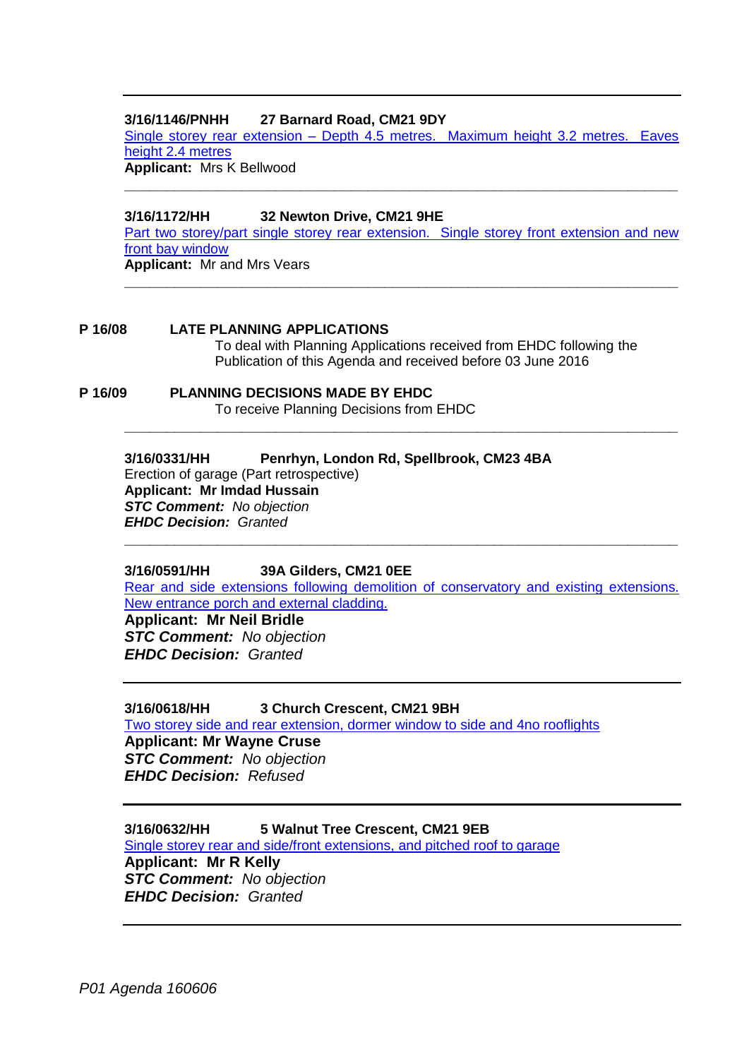---

**3/16/1146/PNHH 27 Barnard Road, CM21 9DY**

Single storey rear extension – Depth 4.5 metres. Maximum height 3.2 metres. Eaves height 2.4 metres

**Applicant:** Mrs K Bellwood

---

**3/16/1172/HH 32 Newton Drive, CM21 9HE**

Part two storey/part single storey rear extension. Single storey front extension and new front bay window

**Applicant:** Mr and Mrs Vears

---

**P 16/08 LATE PLANNING APPLICATIONS**

To deal with Planning Applications received from EHDC following the Publication of this Agenda and received before 03 June 2016

**P 16/09 PLANNING DECISIONS MADE BY EHDC**

To receive Planning Decisions from EHDC

---

**3/16/0331/HH Penrhyn, London Rd, Spellbrook, CM23 4BA**

Erection of garage (Part retrospective)

**Applicant: Mr Imdad Hussain**

***STC Comment:*** *No objection*

***EHDC Decision:*** *Granted*

---

**3/16/0591/HH 39A Gilders, CM21 0EE**

Rear and side extensions following demolition of conservatory and existing extensions. New entrance porch and external cladding.

**Applicant: Mr Neil Bridle**

***STC Comment:*** *No objection*

***EHDC Decision:*** *Granted*

---

**3/16/0618/HH 3 Church Crescent, CM21 9BH**

Two storey side and rear extension, dormer window to side and 4no rooflights

**Applicant: Mr Wayne Cruse**

***STC Comment:*** *No objection*

***EHDC Decision:*** *Refused*

---

**3/16/0632/HH 5 Walnut Tree Crescent, CM21 9EB**

Single storey rear and side/front extensions, and pitched roof to garage

**Applicant: Mr R Kelly**

***STC Comment:*** *No objection*

***EHDC Decision:*** *Granted*

---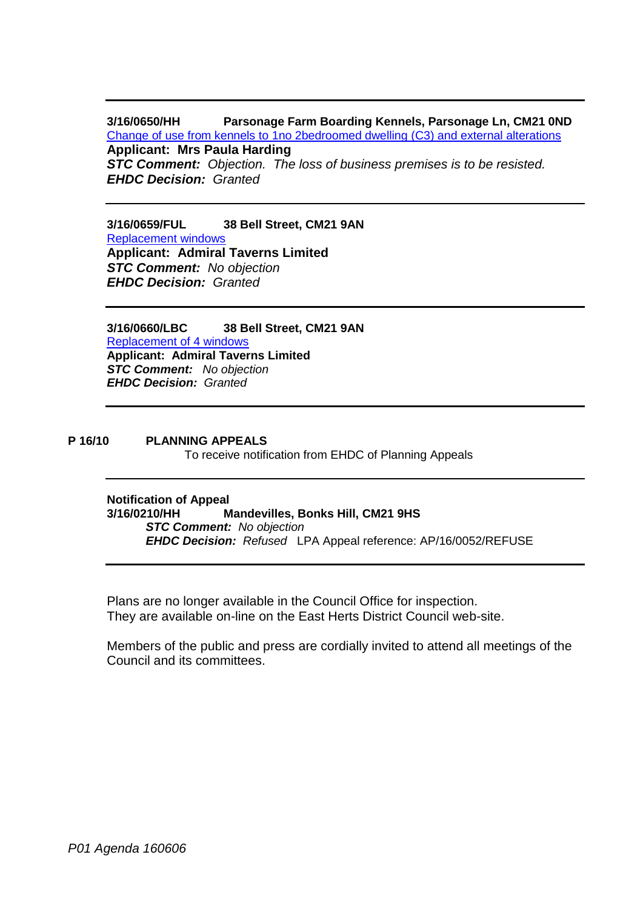**3/16/0650/HH Parsonage Farm Boarding Kennels, Parsonage Ln, CM21 0ND**

Change of use from kennels to 1no 2bedroomed dwelling (C3) and external alterations

**Applicant: Mrs Paula Harding**

***STC Comment:*** *Objection. The loss of business premises is to be resisted.*

***EHDC Decision:*** *Granted*

---

**3/16/0659/FUL 38 Bell Street, CM21 9AN**

Replacement windows

**Applicant: Admiral Taverns Limited**

***STC Comment:*** *No objection*

***EHDC Decision:*** *Granted*

---

**3/16/0660/LBC 38 Bell Street, CM21 9AN**

Replacement of 4 windows

**Applicant: Admiral Taverns Limited**

***STC Comment:*** *No objection*

***EHDC Decision:*** *Granted*

---

**P 16/10 PLANNING APPEALS**

To receive notification from EHDC of Planning Appeals

---

**Notification of Appeal**

**3/16/0210/HH Mandevilles, Bonks Hill, CM21 9HS**

***STC Comment:*** *No objection*

***EHDC Decision:*** *Refused* LPA Appeal reference: AP/16/0052/REFUSE

---

Plans are no longer available in the Council Office for inspection.
They are available on-line on the East Herts District Council web-site.

Members of the public and press are cordially invited to attend all meetings of the Council and its committees.

*P01 Agenda 160606*